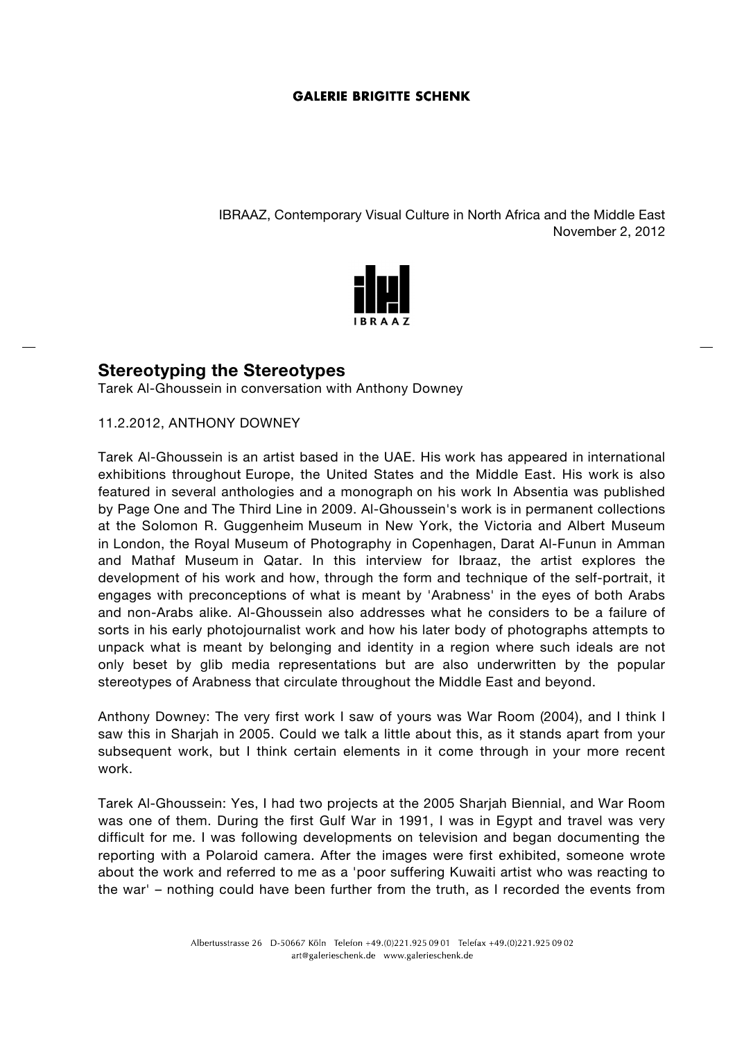**GALERIE BRIGITTE SCHENK**

IBRAAZ, Contemporary Visual Culture in North Africa and the Middle East
November 2, 2012

IBRAAZ

## Stereotyping the Stereotypes

Tarek Al-Ghoussein in conversation with Anthony Downey

11.2.2012, ANTHONY DOWNEY

Tarek Al-Ghoussein is an artist based in the UAE. His work has appeared in international exhibitions throughout Europe, the United States and the Middle East. His work is also featured in several anthologies and a monograph on his work In Absentia was published by Page One and The Third Line in 2009. Al-Ghoussein's work is in permanent collections at the Solomon R. Guggenheim Museum in New York, the Victoria and Albert Museum in London, the Royal Museum of Photography in Copenhagen, Darat Al-Funun in Amman and Mathaf Museum in Qatar. In this interview for Ibraaz, the artist explores the development of his work and how, through the form and technique of the self-portrait, it engages with preconceptions of what is meant by 'Arabness' in the eyes of both Arabs and non-Arabs alike. Al-Ghoussein also addresses what he considers to be a failure of sorts in his early photojournalist work and how his later body of photographs attempts to unpack what is meant by belonging and identity in a region where such ideals are not only beset by glib media representations but are also underwritten by the popular stereotypes of Arabness that circulate throughout the Middle East and beyond.

Anthony Downey: The very first work I saw of yours was War Room (2004), and I think I saw this in Sharjah in 2005. Could we talk a little about this, as it stands apart from your subsequent work, but I think certain elements in it come through in your more recent work.

Tarek Al-Ghoussein: Yes, I had two projects at the 2005 Sharjah Biennial, and War Room was one of them. During the first Gulf War in 1991, I was in Egypt and travel was very difficult for me. I was following developments on television and began documenting the reporting with a Polaroid camera. After the images were first exhibited, someone wrote about the work and referred to me as a 'poor suffering Kuwaiti artist who was reacting to the war' – nothing could have been further from the truth, as I recorded the events from

Albertusstrasse 26 D-50667 Köln Telefon +49.(0)221.925 09 01 Telefax +49.(0)221.925 09 02
art@galerieschenk.de www.galerieschenk.de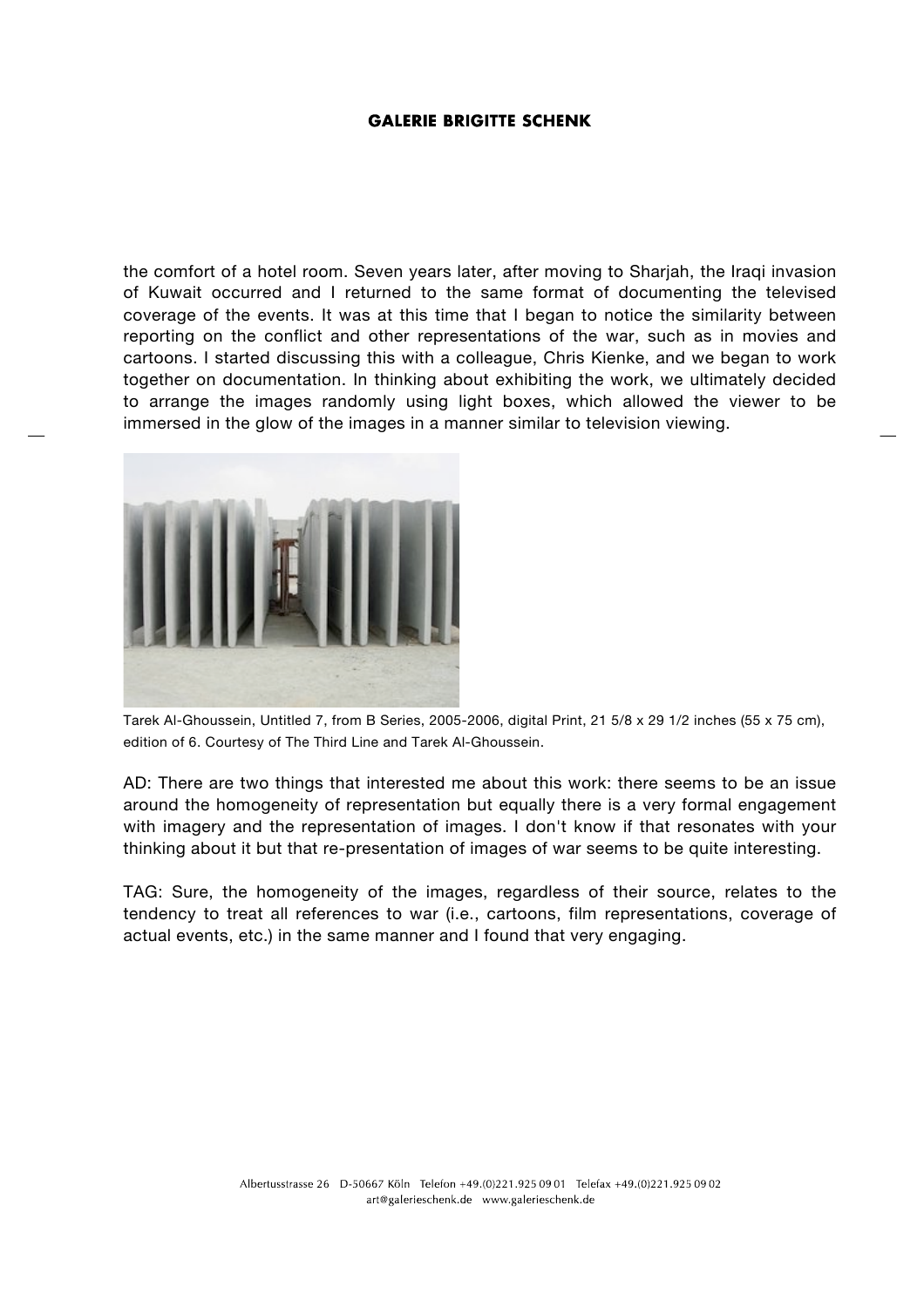the comfort of a hotel room. Seven years later, after moving to Sharjah, the Iraqi invasion of Kuwait occurred and I returned to the same format of documenting the televised coverage of the events. It was at this time that I began to notice the similarity between reporting on the conflict and other representations of the war, such as in movies and cartoons. I started discussing this with a colleague, Chris Kienke, and we began to work together on documentation. In thinking about exhibiting the work, we ultimately decided to arrange the images randomly using light boxes, which allowed the viewer to be immersed in the glow of the images in a manner similar to television viewing.

Tarek Al-Ghoussein, Untitled 7, from B Series, 2005-2006, digital Print, 21 5/8 x 29 1/2 inches (55 x 75 cm), edition of 6. Courtesy of The Third Line and Tarek Al-Ghoussein.

AD: There are two things that interested me about this work: there seems to be an issue around the homogeneity of representation but equally there is a very formal engagement with imagery and the representation of images. I don't know if that resonates with your thinking about it but that re-presentation of images of war seems to be quite interesting.

TAG: Sure, the homogeneity of the images, regardless of their source, relates to the tendency to treat all references to war (i.e., cartoons, film representations, coverage of actual events, etc.) in the same manner and I found that very engaging.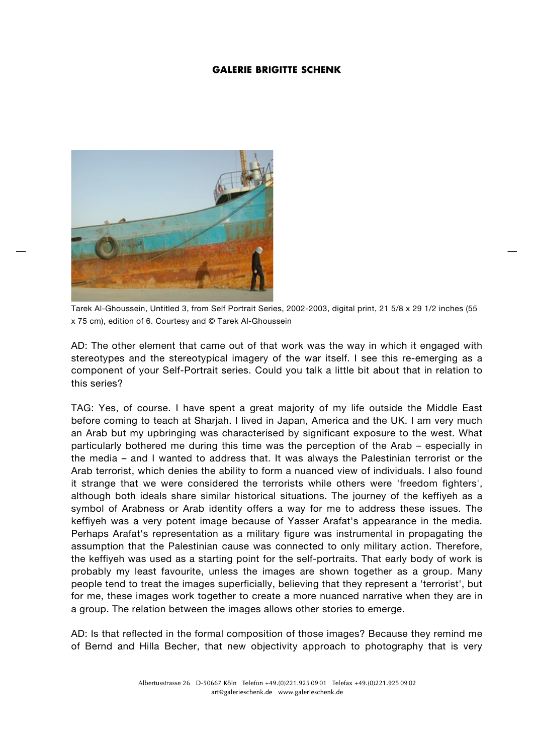Tarek Al-Ghoussein, Untitled 3, from Self Portrait Series, 2002-2003, digital print, 21 5/8 x 29 1/2 inches (55 x 75 cm), edition of 6. Courtesy and © Tarek Al-Ghoussein

AD: The other element that came out of that work was the way in which it engaged with stereotypes and the stereotypical imagery of the war itself. I see this re-emerging as a component of your Self-Portrait series. Could you talk a little bit about that in relation to this series?

TAG: Yes, of course. I have spent a great majority of my life outside the Middle East before coming to teach at Sharjah. I lived in Japan, America and the UK. I am very much an Arab but my upbringing was characterised by significant exposure to the west. What particularly bothered me during this time was the perception of the Arab – especially in the media – and I wanted to address that. It was always the Palestinian terrorist or the Arab terrorist, which denies the ability to form a nuanced view of individuals. I also found it strange that we were considered the terrorists while others were 'freedom fighters', although both ideals share similar historical situations. The journey of the keffiyeh as a symbol of Arabness or Arab identity offers a way for me to address these issues. The keffiyeh was a very potent image because of Yasser Arafat's appearance in the media. Perhaps Arafat's representation as a military figure was instrumental in propagating the assumption that the Palestinian cause was connected to only military action. Therefore, the keffiyeh was used as a starting point for the self-portraits. That early body of work is probably my least favourite, unless the images are shown together as a group. Many people tend to treat the images superficially, believing that they represent a 'terrorist', but for me, these images work together to create a more nuanced narrative when they are in a group. The relation between the images allows other stories to emerge.

AD: Is that reflected in the formal composition of those images? Because they remind me of Bernd and Hilla Becher, that new objectivity approach to photography that is very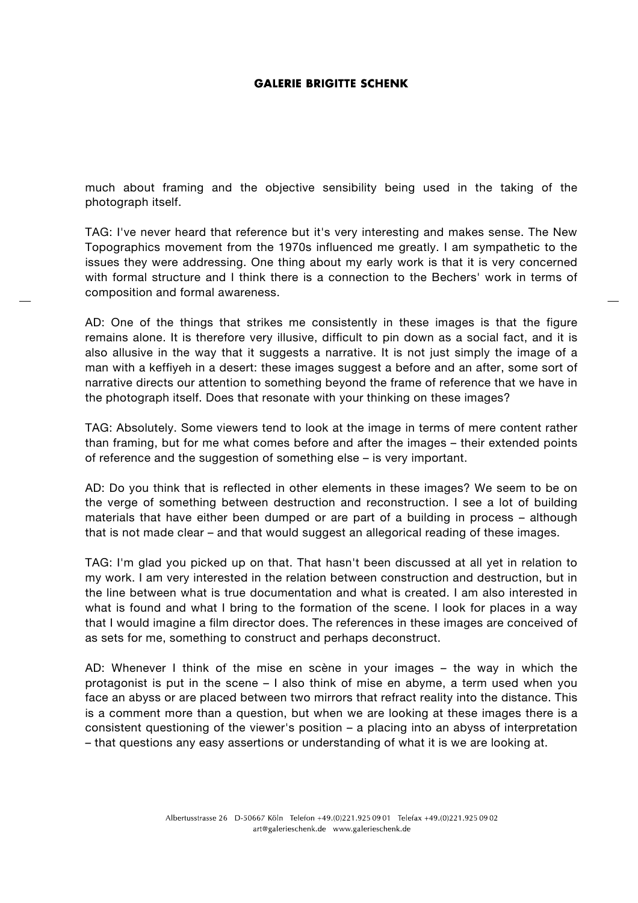much about framing and the objective sensibility being used in the taking of the photograph itself.

TAG: I've never heard that reference but it's very interesting and makes sense. The New Topographics movement from the 1970s influenced me greatly. I am sympathetic to the issues they were addressing. One thing about my early work is that it is very concerned with formal structure and I think there is a connection to the Bechers' work in terms of composition and formal awareness.

AD: One of the things that strikes me consistently in these images is that the figure remains alone. It is therefore very illusive, difficult to pin down as a social fact, and it is also allusive in the way that it suggests a narrative. It is not just simply the image of a man with a keffiyeh in a desert: these images suggest a before and an after, some sort of narrative directs our attention to something beyond the frame of reference that we have in the photograph itself. Does that resonate with your thinking on these images?

TAG: Absolutely. Some viewers tend to look at the image in terms of mere content rather than framing, but for me what comes before and after the images – their extended points of reference and the suggestion of something else – is very important.

AD: Do you think that is reflected in other elements in these images? We seem to be on the verge of something between destruction and reconstruction. I see a lot of building materials that have either been dumped or are part of a building in process – although that is not made clear – and that would suggest an allegorical reading of these images.

TAG: I'm glad you picked up on that. That hasn't been discussed at all yet in relation to my work. I am very interested in the relation between construction and destruction, but in the line between what is true documentation and what is created. I am also interested in what is found and what I bring to the formation of the scene. I look for places in a way that I would imagine a film director does. The references in these images are conceived of as sets for me, something to construct and perhaps deconstruct.

AD: Whenever I think of the mise en scène in your images – the way in which the protagonist is put in the scene – I also think of mise en abyme, a term used when you face an abyss or are placed between two mirrors that refract reality into the distance. This is a comment more than a question, but when we are looking at these images there is a consistent questioning of the viewer's position – a placing into an abyss of interpretation – that questions any easy assertions or understanding of what it is we are looking at.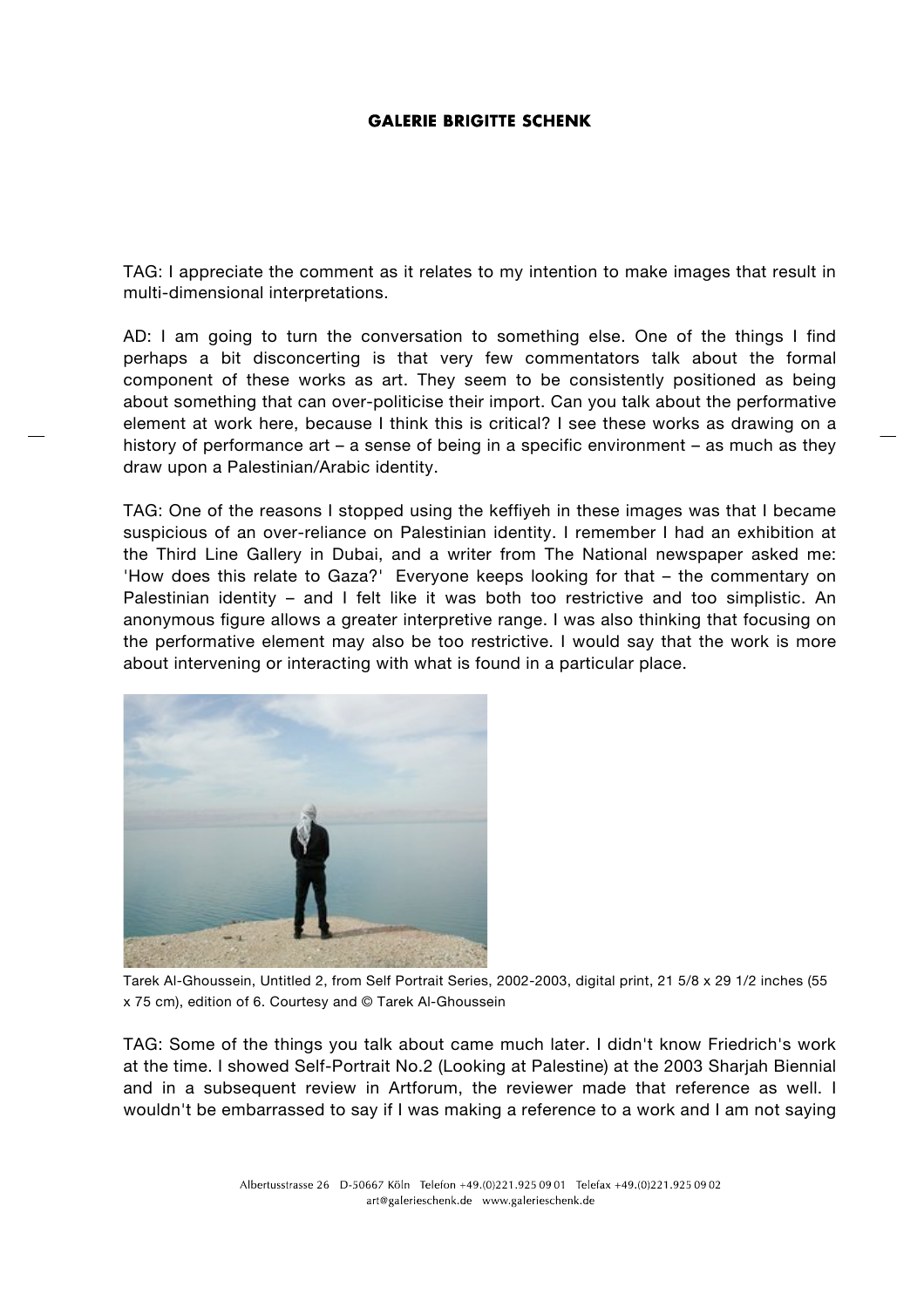TAG: I appreciate the comment as it relates to my intention to make images that result in multi-dimensional interpretations.

AD: I am going to turn the conversation to something else. One of the things I find perhaps a bit disconcerting is that very few commentators talk about the formal component of these works as art. They seem to be consistently positioned as being about something that can over-politicise their import. Can you talk about the performative element at work here, because I think this is critical? I see these works as drawing on a history of performance art – a sense of being in a specific environment – as much as they draw upon a Palestinian/Arabic identity.

TAG: One of the reasons I stopped using the keffiyeh in these images was that I became suspicious of an over-reliance on Palestinian identity. I remember I had an exhibition at the Third Line Gallery in Dubai, and a writer from The National newspaper asked me: 'How does this relate to Gaza?' Everyone keeps looking for that – the commentary on Palestinian identity – and I felt like it was both too restrictive and too simplistic. An anonymous figure allows a greater interpretive range. I was also thinking that focusing on the performative element may also be too restrictive. I would say that the work is more about intervening or interacting with what is found in a particular place.

Tarek Al-Ghoussein, Untitled 2, from Self Portrait Series, 2002-2003, digital print, 21 5/8 x 29 1/2 inches (55 x 75 cm), edition of 6. Courtesy and © Tarek Al-Ghoussein

TAG: Some of the things you talk about came much later. I didn't know Friedrich's work at the time. I showed Self-Portrait No.2 (Looking at Palestine) at the 2003 Sharjah Biennial and in a subsequent review in Artforum, the reviewer made that reference as well. I wouldn't be embarrassed to say if I was making a reference to a work and I am not saying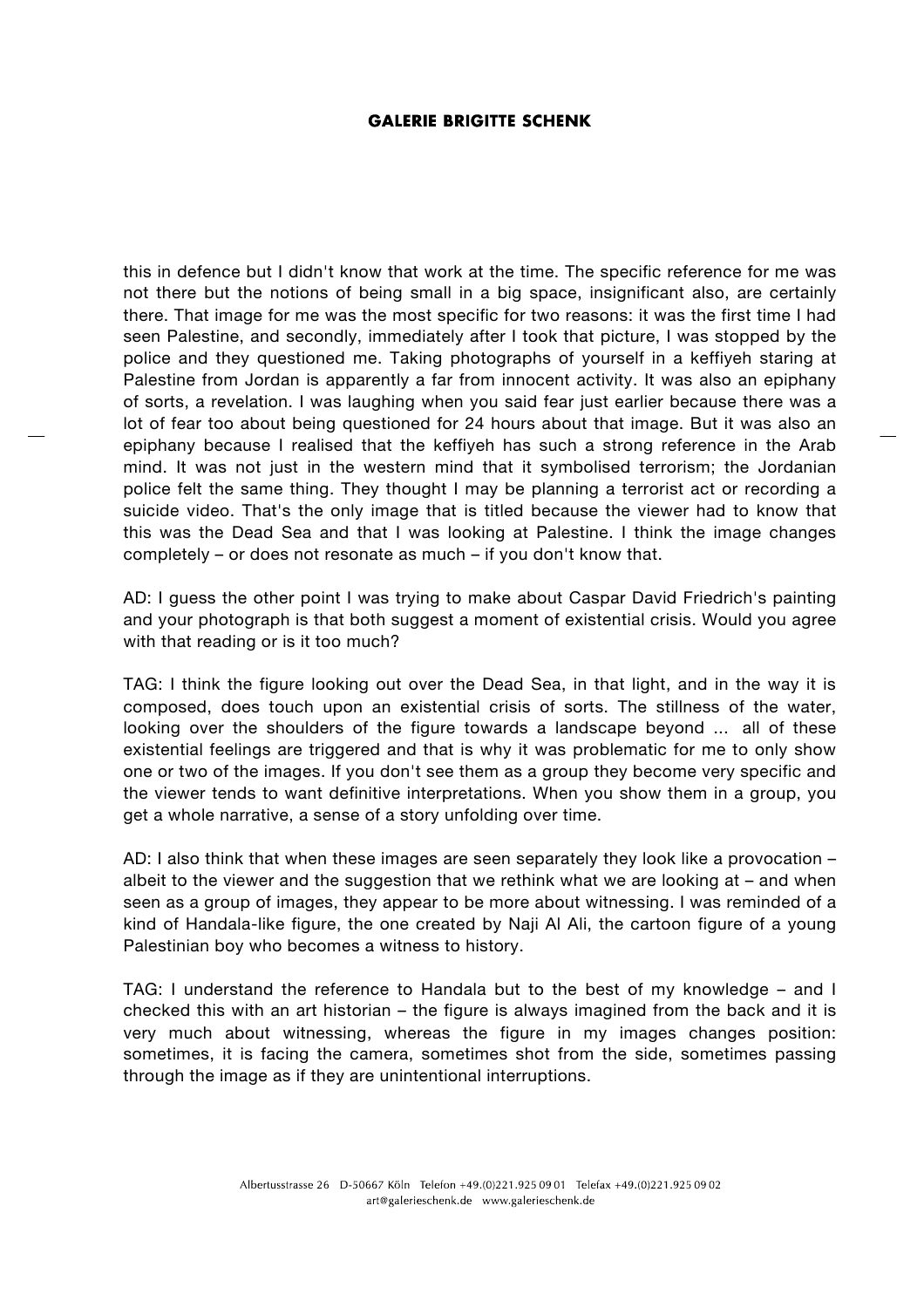this in defence but I didn't know that work at the time. The specific reference for me was not there but the notions of being small in a big space, insignificant also, are certainly there. That image for me was the most specific for two reasons: it was the first time I had seen Palestine, and secondly, immediately after I took that picture, I was stopped by the police and they questioned me. Taking photographs of yourself in a keffiyeh staring at Palestine from Jordan is apparently a far from innocent activity. It was also an epiphany of sorts, a revelation. I was laughing when you said fear just earlier because there was a lot of fear too about being questioned for 24 hours about that image. But it was also an epiphany because I realised that the keffiyeh has such a strong reference in the Arab mind. It was not just in the western mind that it symbolised terrorism; the Jordanian police felt the same thing. They thought I may be planning a terrorist act or recording a suicide video. That's the only image that is titled because the viewer had to know that this was the Dead Sea and that I was looking at Palestine. I think the image changes completely – or does not resonate as much – if you don't know that.

AD: I guess the other point I was trying to make about Caspar David Friedrich's painting and your photograph is that both suggest a moment of existential crisis. Would you agree with that reading or is it too much?

TAG: I think the figure looking out over the Dead Sea, in that light, and in the way it is composed, does touch upon an existential crisis of sorts. The stillness of the water, looking over the shoulders of the figure towards a landscape beyond ... all of these existential feelings are triggered and that is why it was problematic for me to only show one or two of the images. If you don't see them as a group they become very specific and the viewer tends to want definitive interpretations. When you show them in a group, you get a whole narrative, a sense of a story unfolding over time.

AD: I also think that when these images are seen separately they look like a provocation – albeit to the viewer and the suggestion that we rethink what we are looking at – and when seen as a group of images, they appear to be more about witnessing. I was reminded of a kind of Handala-like figure, the one created by Naji Al Ali, the cartoon figure of a young Palestinian boy who becomes a witness to history.

TAG: I understand the reference to Handala but to the best of my knowledge – and I checked this with an art historian – the figure is always imagined from the back and it is very much about witnessing, whereas the figure in my images changes position: sometimes, it is facing the camera, sometimes shot from the side, sometimes passing through the image as if they are unintentional interruptions.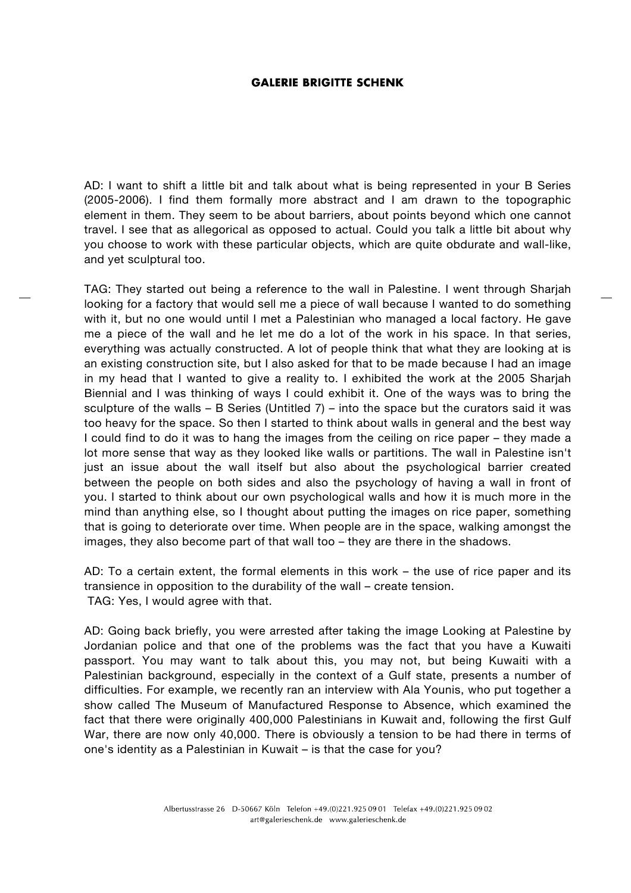AD: I want to shift a little bit and talk about what is being represented in your B Series (2005-2006). I find them formally more abstract and I am drawn to the topographic element in them. They seem to be about barriers, about points beyond which one cannot travel. I see that as allegorical as opposed to actual. Could you talk a little bit about why you choose to work with these particular objects, which are quite obdurate and wall-like, and yet sculptural too.

TAG: They started out being a reference to the wall in Palestine. I went through Sharjah looking for a factory that would sell me a piece of wall because I wanted to do something with it, but no one would until I met a Palestinian who managed a local factory. He gave me a piece of the wall and he let me do a lot of the work in his space. In that series, everything was actually constructed. A lot of people think that what they are looking at is an existing construction site, but I also asked for that to be made because I had an image in my head that I wanted to give a reality to. I exhibited the work at the 2005 Sharjah Biennial and I was thinking of ways I could exhibit it. One of the ways was to bring the sculpture of the walls – B Series (Untitled 7) – into the space but the curators said it was too heavy for the space. So then I started to think about walls in general and the best way I could find to do it was to hang the images from the ceiling on rice paper – they made a lot more sense that way as they looked like walls or partitions. The wall in Palestine isn't just an issue about the wall itself but also about the psychological barrier created between the people on both sides and also the psychology of having a wall in front of you. I started to think about our own psychological walls and how it is much more in the mind than anything else, so I thought about putting the images on rice paper, something that is going to deteriorate over time. When people are in the space, walking amongst the images, they also become part of that wall too – they are there in the shadows.

AD: To a certain extent, the formal elements in this work – the use of rice paper and its transience in opposition to the durability of the wall – create tension.
TAG: Yes, I would agree with that.

AD: Going back briefly, you were arrested after taking the image Looking at Palestine by Jordanian police and that one of the problems was the fact that you have a Kuwaiti passport. You may want to talk about this, you may not, but being Kuwaiti with a Palestinian background, especially in the context of a Gulf state, presents a number of difficulties. For example, we recently ran an interview with Ala Younis, who put together a show called The Museum of Manufactured Response to Absence, which examined the fact that there were originally 400,000 Palestinians in Kuwait and, following the first Gulf War, there are now only 40,000. There is obviously a tension to be had there in terms of one's identity as a Palestinian in Kuwait – is that the case for you?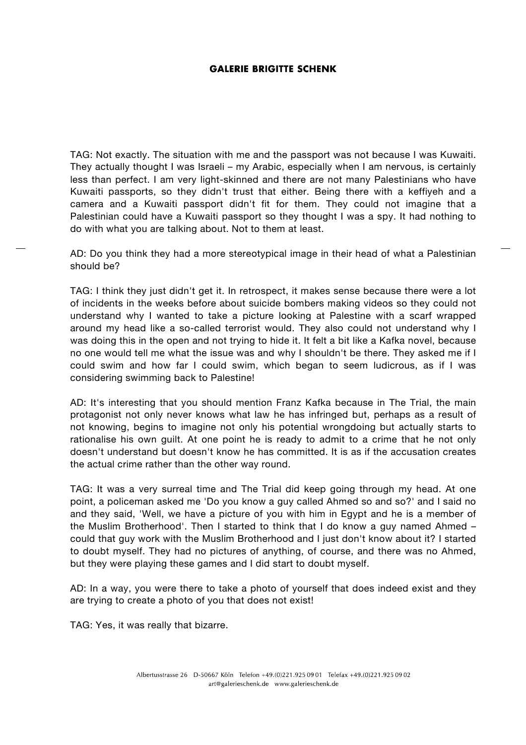TAG: Not exactly. The situation with me and the passport was not because I was Kuwaiti. They actually thought I was Israeli – my Arabic, especially when I am nervous, is certainly less than perfect. I am very light-skinned and there are not many Palestinians who have Kuwaiti passports, so they didn't trust that either. Being there with a keffiyeh and a camera and a Kuwaiti passport didn't fit for them. They could not imagine that a Palestinian could have a Kuwaiti passport so they thought I was a spy. It had nothing to do with what you are talking about. Not to them at least.

AD: Do you think they had a more stereotypical image in their head of what a Palestinian should be?

TAG: I think they just didn't get it. In retrospect, it makes sense because there were a lot of incidents in the weeks before about suicide bombers making videos so they could not understand why I wanted to take a picture looking at Palestine with a scarf wrapped around my head like a so-called terrorist would. They also could not understand why I was doing this in the open and not trying to hide it. It felt a bit like a Kafka novel, because no one would tell me what the issue was and why I shouldn't be there. They asked me if I could swim and how far I could swim, which began to seem ludicrous, as if I was considering swimming back to Palestine!

AD: It's interesting that you should mention Franz Kafka because in The Trial, the main protagonist not only never knows what law he has infringed but, perhaps as a result of not knowing, begins to imagine not only his potential wrongdoing but actually starts to rationalise his own guilt. At one point he is ready to admit to a crime that he not only doesn't understand but doesn't know he has committed. It is as if the accusation creates the actual crime rather than the other way round.

TAG: It was a very surreal time and The Trial did keep going through my head. At one point, a policeman asked me 'Do you know a guy called Ahmed so and so?' and I said no and they said, 'Well, we have a picture of you with him in Egypt and he is a member of the Muslim Brotherhood'. Then I started to think that I do know a guy named Ahmed – could that guy work with the Muslim Brotherhood and I just don't know about it? I started to doubt myself. They had no pictures of anything, of course, and there was no Ahmed, but they were playing these games and I did start to doubt myself.

AD: In a way, you were there to take a photo of yourself that does indeed exist and they are trying to create a photo of you that does not exist!

TAG: Yes, it was really that bizarre.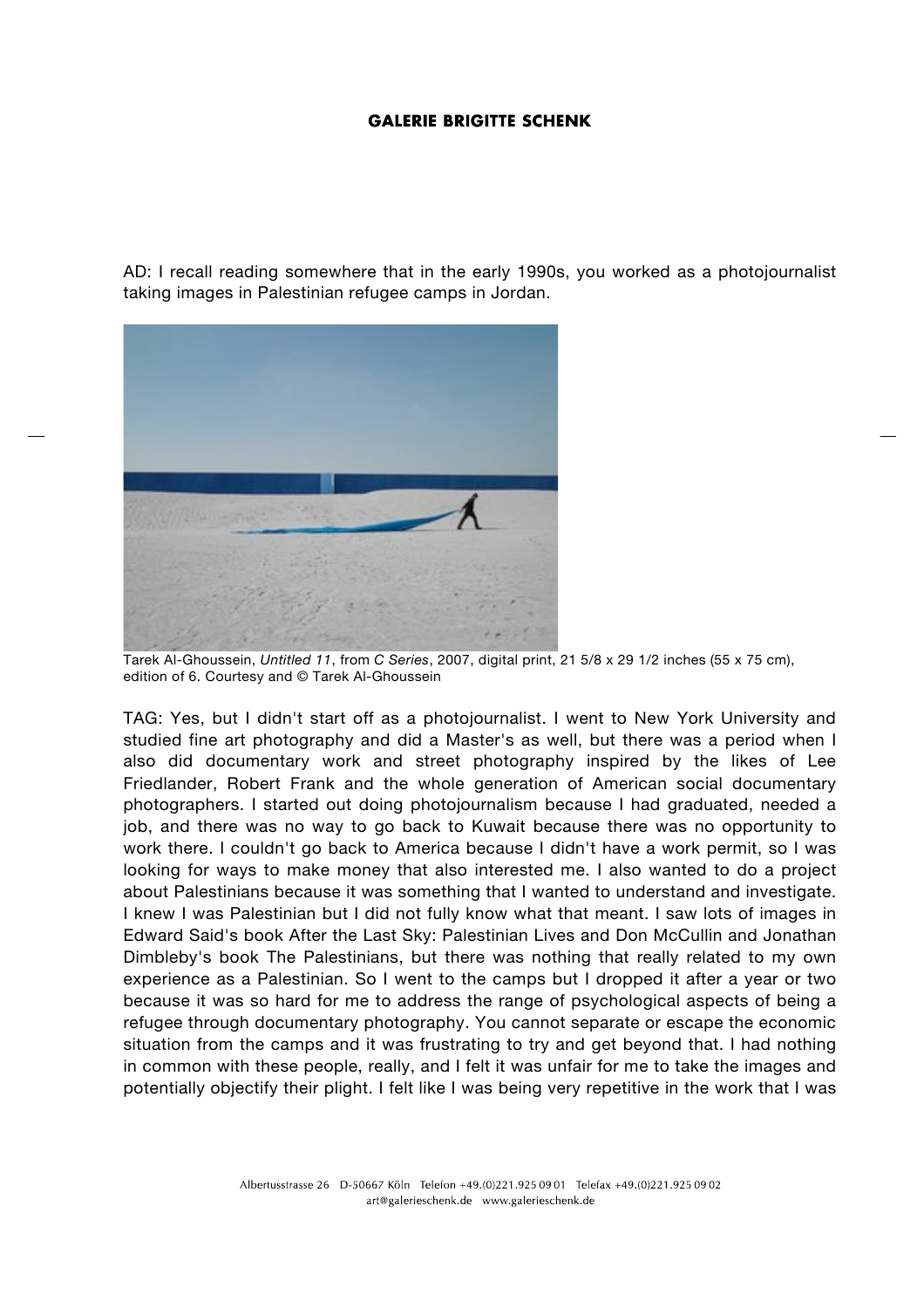AD: I recall reading somewhere that in the early 1990s, you worked as a photojournalist taking images in Palestinian refugee camps in Jordan.

Tarek Al-Ghoussein, *Untitled 11*, from *C Series*, 2007, digital print, 21 5/8 x 29 1/2 inches (55 x 75 cm), edition of 6. Courtesy and © Tarek Al-Ghoussein

TAG: Yes, but I didn't start off as a photojournalist. I went to New York University and studied fine art photography and did a Master's as well, but there was a period when I also did documentary work and street photography inspired by the likes of Lee Friedlander, Robert Frank and the whole generation of American social documentary photographers. I started out doing photojournalism because I had graduated, needed a job, and there was no way to go back to Kuwait because there was no opportunity to work there. I couldn't go back to America because I didn't have a work permit, so I was looking for ways to make money that also interested me. I also wanted to do a project about Palestinians because it was something that I wanted to understand and investigate. I knew I was Palestinian but I did not fully know what that meant. I saw lots of images in Edward Said's book After the Last Sky: Palestinian Lives and Don McCullin and Jonathan Dimbleby's book The Palestinians, but there was nothing that really related to my own experience as a Palestinian. So I went to the camps but I dropped it after a year or two because it was so hard for me to address the range of psychological aspects of being a refugee through documentary photography. You cannot separate or escape the economic situation from the camps and it was frustrating to try and get beyond that. I had nothing in common with these people, really, and I felt it was unfair for me to take the images and potentially objectify their plight. I felt like I was being very repetitive in the work that I was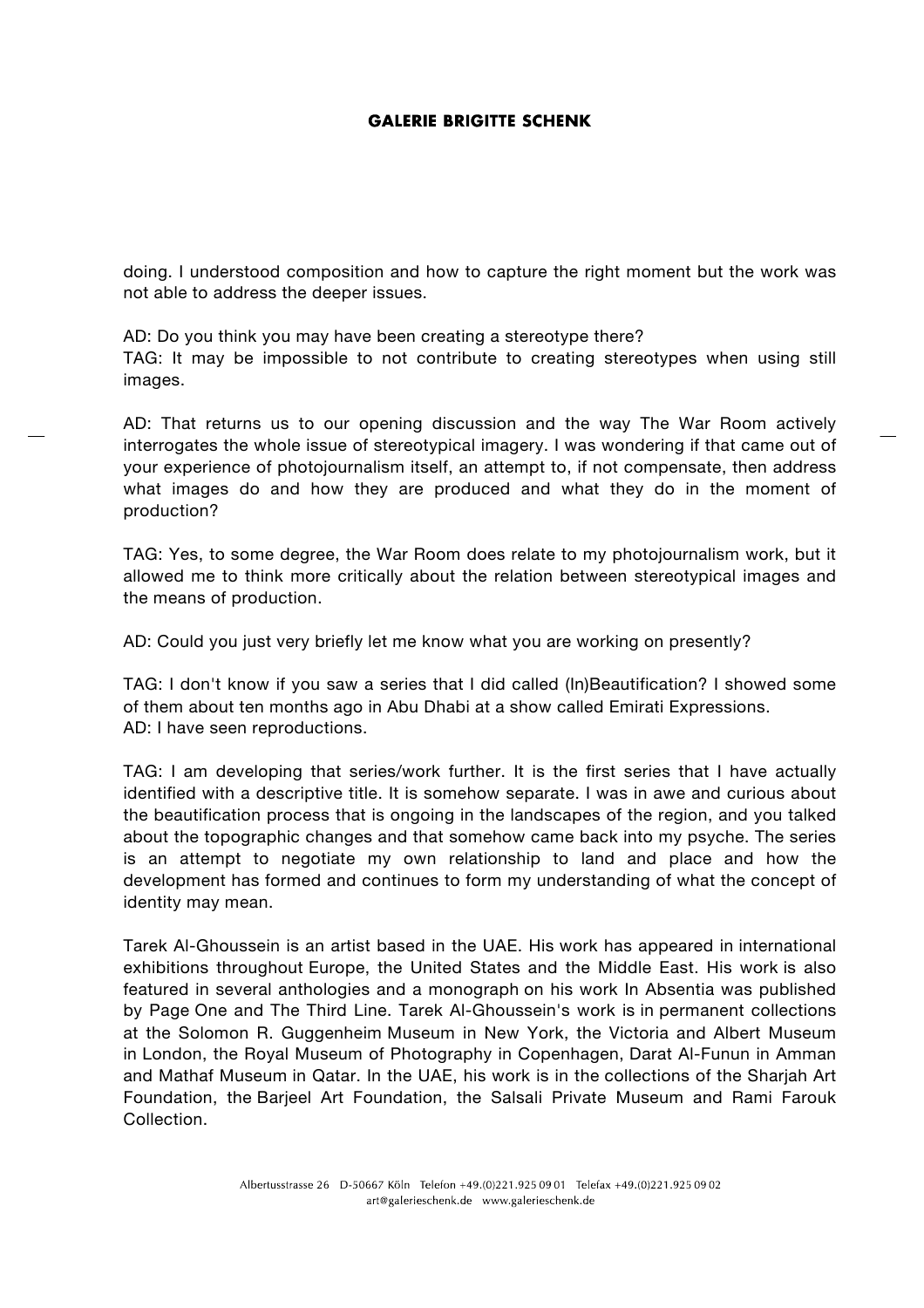doing. I understood composition and how to capture the right moment but the work was not able to address the deeper issues.

AD: Do you think you may have been creating a stereotype there?
TAG: It may be impossible to not contribute to creating stereotypes when using still images.

AD: That returns us to our opening discussion and the way The War Room actively interrogates the whole issue of stereotypical imagery. I was wondering if that came out of your experience of photojournalism itself, an attempt to, if not compensate, then address what images do and how they are produced and what they do in the moment of production?

TAG: Yes, to some degree, the War Room does relate to my photojournalism work, but it allowed me to think more critically about the relation between stereotypical images and the means of production.

AD: Could you just very briefly let me know what you are working on presently?

TAG: I don't know if you saw a series that I did called (In)Beautification? I showed some of them about ten months ago in Abu Dhabi at a show called Emirati Expressions.
AD: I have seen reproductions.

TAG: I am developing that series/work further. It is the first series that I have actually identified with a descriptive title. It is somehow separate. I was in awe and curious about the beautification process that is ongoing in the landscapes of the region, and you talked about the topographic changes and that somehow came back into my psyche. The series is an attempt to negotiate my own relationship to land and place and how the development has formed and continues to form my understanding of what the concept of identity may mean.

Tarek Al-Ghoussein is an artist based in the UAE. His work has appeared in international exhibitions throughout Europe, the United States and the Middle East. His work is also featured in several anthologies and a monograph on his work In Absentia was published by Page One and The Third Line. Tarek Al-Ghoussein's work is in permanent collections at the Solomon R. Guggenheim Museum in New York, the Victoria and Albert Museum in London, the Royal Museum of Photography in Copenhagen, Darat Al-Funun in Amman and Mathaf Museum in Qatar. In the UAE, his work is in the collections of the Sharjah Art Foundation, the Barjeel Art Foundation, the Salsali Private Museum and Rami Farouk Collection.